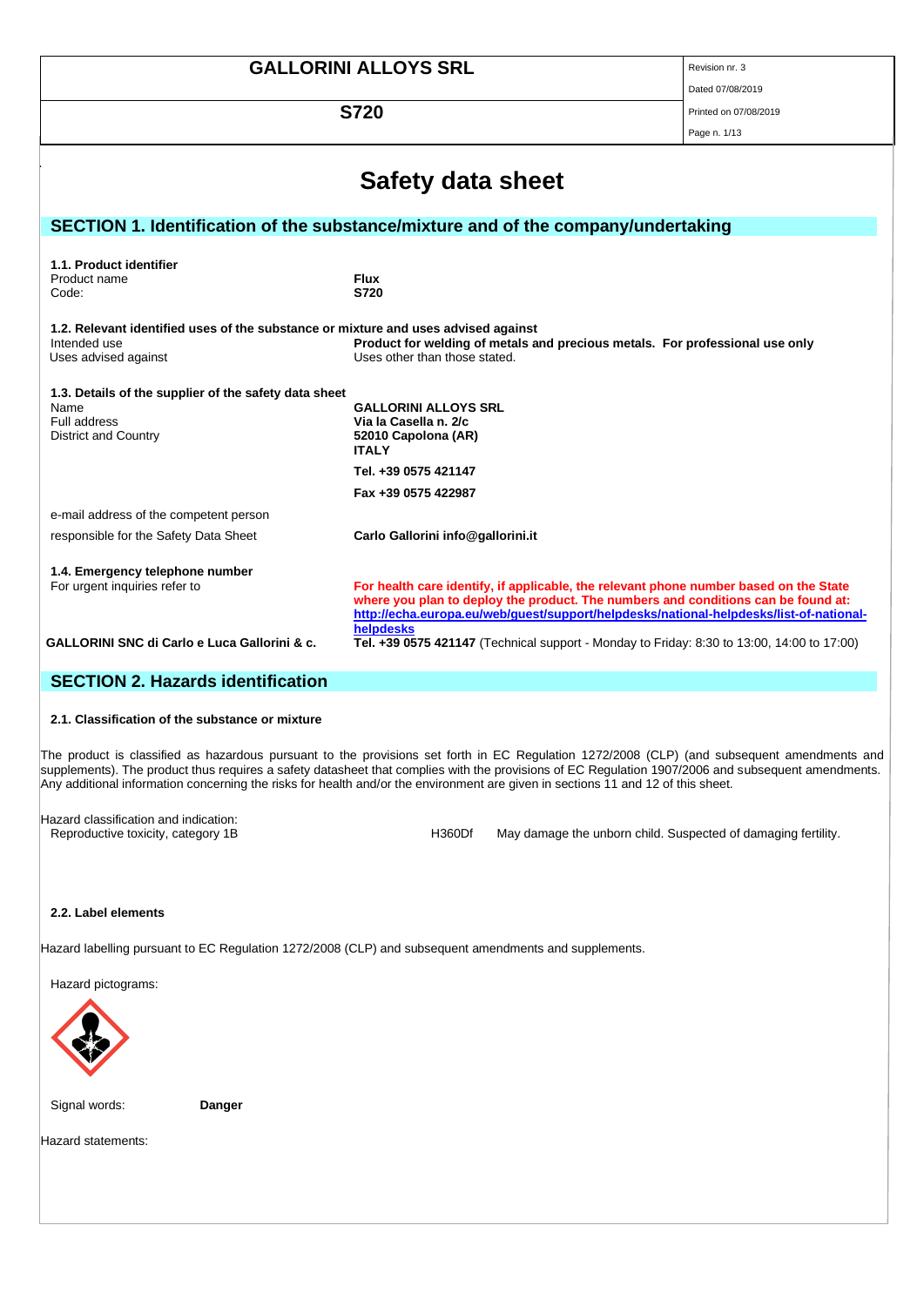# Safety data sheet

## SECTION 1. Identification of the substance/mixture and of the company/undertaking

**1.1. Product identifier**

| | |
|---|---|
| Product name | **Flux** |
| Code: | **S720** |

**1.2. Relevant identified uses of the substance or mixture and uses advised against**

| | |
|---|---|
| Intended use | **Product for welding of metals and precious metals. For professional use only** |
| Uses advised against | Uses other than those stated. |

**1.3. Details of the supplier of the safety data sheet**

| | |
|---|---|
| Name | **GALLORINI ALLOYS SRL** |
| Full address | **Via la Casella n. 2/c** |
| District and Country | **52010 Capolona (AR)** |
| | **ITALY** |
| | **Tel. +39 0575 421147** |
| | **Fax +39 0575 422987** |
| e-mail address of the competent person responsible for the Safety Data Sheet | **Carlo Gallorini info@gallorini.it** |

**1.4. Emergency telephone number**

For urgent inquiries refer to — **For health care identify, if applicable, the relevant phone number based on the State where you plan to deploy the product. The numbers and conditions can be found at: http://echa.europa.eu/web/guest/support/helpdesks/national-helpdesks/list-of-national-helpdesks**

**GALLORINI SNC di Carlo e Luca Gallorini & c.** — **Tel. +39 0575 421147** (Technical support - Monday to Friday: 8:30 to 13:00, 14:00 to 17:00)

## SECTION 2. Hazards identification

**2.1. Classification of the substance or mixture**

The product is classified as hazardous pursuant to the provisions set forth in EC Regulation 1272/2008 (CLP) (and subsequent amendments and supplements). The product thus requires a safety datasheet that complies with the provisions of EC Regulation 1907/2006 and subsequent amendments. Any additional information concerning the risks for health and/or the environment are given in sections 11 and 12 of this sheet.

Hazard classification and indication:

| | | |
|---|---|---|
| Reproductive toxicity, category 1B | H360Df | May damage the unborn child. Suspected of damaging fertility. |

**2.2. Label elements**

Hazard labelling pursuant to EC Regulation 1272/2008 (CLP) and subsequent amendments and supplements.

Hazard pictograms:

Signal words: **Danger**

Hazard statements: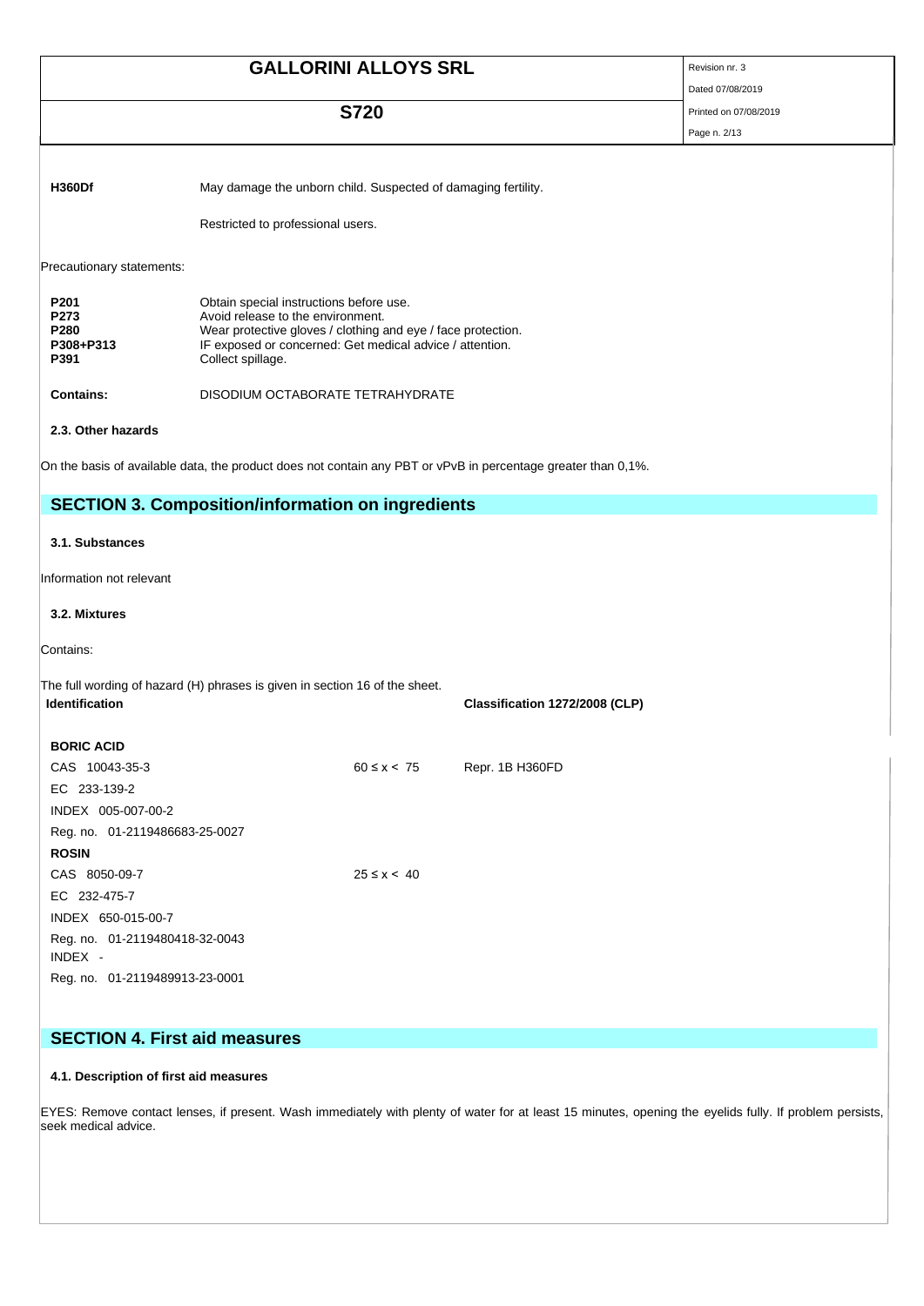| | |
|---|---|
| **H360Df** | May damage the unborn child. Suspected of damaging fertility. |
| | Restricted to professional users. |

Precautionary statements:

| | |
|---|---|
| **P201** | Obtain special instructions before use. |
| **P273** | Avoid release to the environment. |
| **P280** | Wear protective gloves / clothing and eye / face protection. |
| **P308+P313** | IF exposed or concerned: Get medical advice / attention. |
| **P391** | Collect spillage. |

**Contains:** DISODIUM OCTABORATE TETRAHYDRATE

### 2.3. Other hazards

On the basis of available data, the product does not contain any PBT or vPvB in percentage greater than 0,1%.

## SECTION 3. Composition/information on ingredients

### 3.1. Substances

Information not relevant

### 3.2. Mixtures

Contains:

The full wording of hazard (H) phrases is given in section 16 of the sheet.

| Identification | x = Conc. % | Classification 1272/2008 (CLP) |
|---|---|---|
| **BORIC ACID** | | |
| CAS 10043-35-3 | 60 ≤ x < 75 | Repr. 1B H360FD |
| EC 233-139-2 | | |
| INDEX 005-007-00-2 | | |
| Reg. no. 01-2119486683-25-0027 | | |
| **ROSIN** | | |
| CAS 8050-09-7 | 25 ≤ x < 40 | |
| EC 232-475-7 | | |
| INDEX 650-015-00-7 | | |
| Reg. no. 01-2119480418-32-0043 | | |
| INDEX - | | |
| Reg. no. 01-2119489913-23-0001 | | |

## SECTION 4. First aid measures

### 4.1. Description of first aid measures

EYES: Remove contact lenses, if present. Wash immediately with plenty of water for at least 15 minutes, opening the eyelids fully. If problem persists, seek medical advice.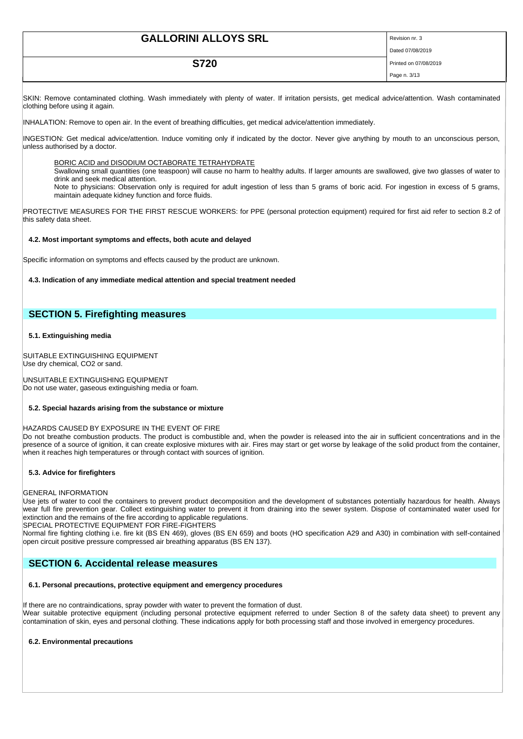SKIN: Remove contaminated clothing. Wash immediately with plenty of water. If irritation persists, get medical advice/attention. Wash contaminated clothing before using it again.

INHALATION: Remove to open air. In the event of breathing difficulties, get medical advice/attention immediately.

INGESTION: Get medical advice/attention. Induce vomiting only if indicated by the doctor. Never give anything by mouth to an unconscious person, unless authorised by a doctor.

BORIC ACID and DISODIUM OCTABORATE TETRAHYDRATE

Swallowing small quantities (one teaspoon) will cause no harm to healthy adults. If larger amounts are swallowed, give two glasses of water to drink and seek medical attention.

Note to physicians: Observation only is required for adult ingestion of less than 5 grams of boric acid. For ingestion in excess of 5 grams, maintain adequate kidney function and force fluids.

PROTECTIVE MEASURES FOR THE FIRST RESCUE WORKERS: for PPE (personal protection equipment) required for first aid refer to section 8.2 of this safety data sheet.

### 4.2. Most important symptoms and effects, both acute and delayed

Specific information on symptoms and effects caused by the product are unknown.

### 4.3. Indication of any immediate medical attention and special treatment needed

## SECTION 5. Firefighting measures

### 5.1. Extinguishing media

SUITABLE EXTINGUISHING EQUIPMENT
Use dry chemical, CO2 or sand.

UNSUITABLE EXTINGUISHING EQUIPMENT
Do not use water, gaseous extinguishing media or foam.

### 5.2. Special hazards arising from the substance or mixture

HAZARDS CAUSED BY EXPOSURE IN THE EVENT OF FIRE
Do not breathe combustion products. The product is combustible and, when the powder is released into the air in sufficient concentrations and in the presence of a source of ignition, it can create explosive mixtures with air. Fires may start or get worse by leakage of the solid product from the container, when it reaches high temperatures or through contact with sources of ignition.

### 5.3. Advice for firefighters

GENERAL INFORMATION
Use jets of water to cool the containers to prevent product decomposition and the development of substances potentially hazardous for health. Always wear full fire prevention gear. Collect extinguishing water to prevent it from draining into the sewer system. Dispose of contaminated water used for extinction and the remains of the fire according to applicable regulations.
SPECIAL PROTECTIVE EQUIPMENT FOR FIRE-FIGHTERS
Normal fire fighting clothing i.e. fire kit (BS EN 469), gloves (BS EN 659) and boots (HO specification A29 and A30) in combination with self-contained open circuit positive pressure compressed air breathing apparatus (BS EN 137).

## SECTION 6. Accidental release measures

### 6.1. Personal precautions, protective equipment and emergency procedures

If there are no contraindications, spray powder with water to prevent the formation of dust.
Wear suitable protective equipment (including personal protective equipment referred to under Section 8 of the safety data sheet) to prevent any contamination of skin, eyes and personal clothing. These indications apply for both processing staff and those involved in emergency procedures.

### 6.2. Environmental precautions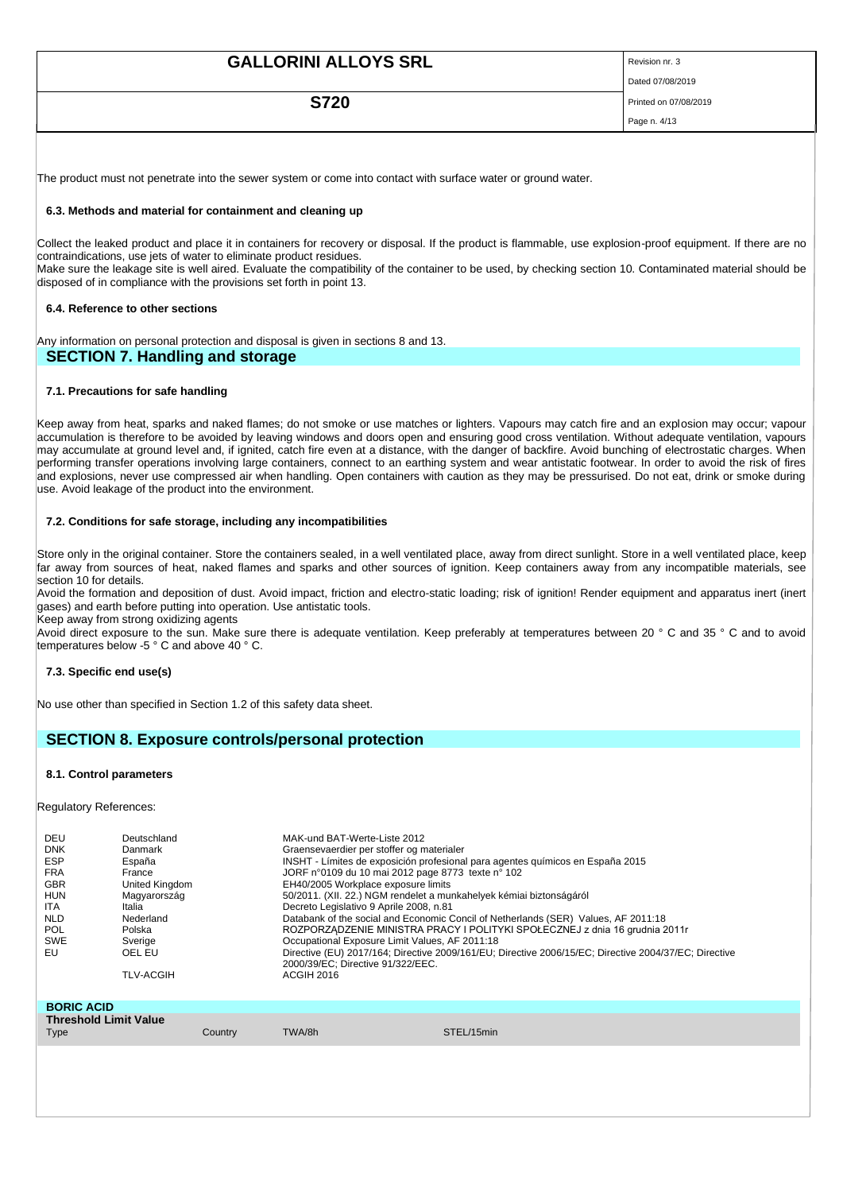The product must not penetrate into the sewer system or come into contact with surface water or ground water.

### 6.3. Methods and material for containment and cleaning up

Collect the leaked product and place it in containers for recovery or disposal. If the product is flammable, use explosion-proof equipment. If there are no contraindications, use jets of water to eliminate product residues.
Make sure the leakage site is well aired. Evaluate the compatibility of the container to be used, by checking section 10. Contaminated material should be disposed of in compliance with the provisions set forth in point 13.

### 6.4. Reference to other sections

Any information on personal protection and disposal is given in sections 8 and 13.

## SECTION 7. Handling and storage

### 7.1. Precautions for safe handling

Keep away from heat, sparks and naked flames; do not smoke or use matches or lighters. Vapours may catch fire and an explosion may occur; vapour accumulation is therefore to be avoided by leaving windows and doors open and ensuring good cross ventilation. Without adequate ventilation, vapours may accumulate at ground level and, if ignited, catch fire even at a distance, with the danger of backfire. Avoid bunching of electrostatic charges. When performing transfer operations involving large containers, connect to an earthing system and wear antistatic footwear. In order to avoid the risk of fires and explosions, never use compressed air when handling. Open containers with caution as they may be pressurised. Do not eat, drink or smoke during use. Avoid leakage of the product into the environment.

### 7.2. Conditions for safe storage, including any incompatibilities

Store only in the original container. Store the containers sealed, in a well ventilated place, away from direct sunlight. Store in a well ventilated place, keep far away from sources of heat, naked flames and sparks and other sources of ignition. Keep containers away from any incompatible materials, see section 10 for details.
Avoid the formation and deposition of dust. Avoid impact, friction and electro-static loading; risk of ignition! Render equipment and apparatus inert (inert gases) and earth before putting into operation. Use antistatic tools.
Keep away from strong oxidizing agents
Avoid direct exposure to the sun. Make sure there is adequate ventilation. Keep preferably at temperatures between 20 ° C and 35 ° C and to avoid temperatures below -5 ° C and above 40 ° C.

### 7.3. Specific end use(s)

No use other than specified in Section 1.2 of this safety data sheet.

## SECTION 8. Exposure controls/personal protection

### 8.1. Control parameters

Regulatory References:

| | | |
|---|---|---|
| DEU | Deutschland | MAK-und BAT-Werte-Liste 2012 |
| DNK | Danmark | Graensevaerdier per stoffer og materialer |
| ESP | España | INSHT - Límites de exposición profesional para agentes químicos en España 2015 |
| FRA | France | JORF n°0109 du 10 mai 2012 page 8773 texte n° 102 |
| GBR | United Kingdom | EH40/2005 Workplace exposure limits |
| HUN | Magyarország | 50/2011. (XII. 22.) NGM rendelet a munkahelyek kémiai biztonságáról |
| ITA | Italia | Decreto Legislativo 9 Aprile 2008, n.81 |
| NLD | Nederland | Databank of the social and Economic Concil of Netherlands (SER) Values, AF 2011:18 |
| POL | Polska | ROZPORZĄDZENIE MINISTRA PRACY I POLITYKI SPOŁECZNEJ z dnia 16 grudnia 2011r |
| SWE | Sverige | Occupational Exposure Limit Values, AF 2011:18 |
| EU | OEL EU | Directive (EU) 2017/164; Directive 2009/161/EU; Directive 2006/15/EC; Directive 2004/37/EC; Directive 2000/39/EC; Directive 91/322/EEC. |
| | TLV-ACGIH | ACGIH 2016 |

**BORIC ACID**

**Threshold Limit Value**

| Type | Country | TWA/8h | STEL/15min |
|---|---|---|---|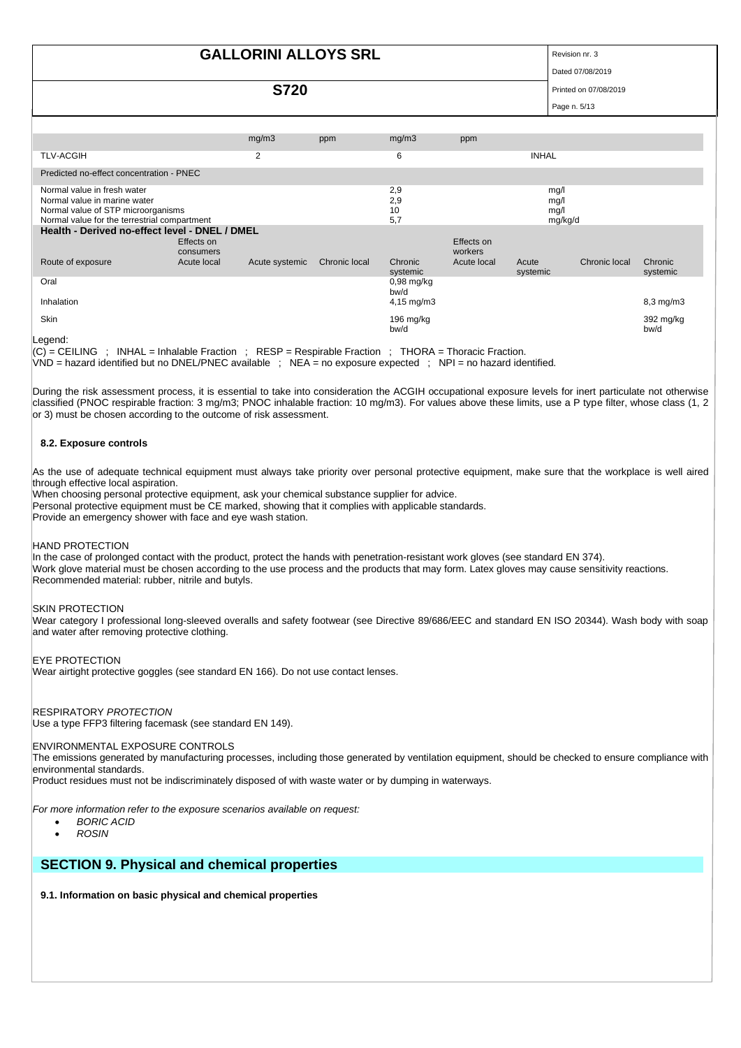|  | mg/m3 | ppm | mg/m3 | ppm |  |
|---|---|---|---|---|---|
| TLV-ACGIH | 2 |  | 6 |  | INHAL |

| Predicted no-effect concentration - PNEC |  |  |
|---|---|---|
| Normal value in fresh water | 2,9 | mg/l |
| Normal value in marine water | 2,9 | mg/l |
| Normal value of STP microorganisms | 10 | mg/l |
| Normal value for the terrestrial compartment | 5,7 | mg/kg/d |

**Health - Derived no-effect level - DNEL / DMEL**

|  | Effects on consumers |  |  |  | Effects on workers |  |  |  |
|---|---|---|---|---|---|---|---|---|
| Route of exposure | Acute local | Acute systemic | Chronic local | Chronic systemic | Acute local | Acute systemic | Chronic local | Chronic systemic |
| Oral |  |  |  | 0,98 mg/kg bw/d |  |  |  |  |
| Inhalation |  |  |  | 4,15 mg/m3 |  |  |  | 8,3 mg/m3 |
| Skin |  |  |  | 196 mg/kg bw/d |  |  |  | 392 mg/kg bw/d |

Legend:

(C) = CEILING ; INHAL = Inhalable Fraction ; RESP = Respirable Fraction ; THORA = Thoracic Fraction.

VND = hazard identified but no DNEL/PNEC available ; NEA = no exposure expected ; NPI = no hazard identified.

During the risk assessment process, it is essential to take into consideration the ACGIH occupational exposure levels for inert particulate not otherwise classified (PNOC respirable fraction: 3 mg/m3; PNOC inhalable fraction: 10 mg/m3). For values above these limits, use a P type filter, whose class (1, 2 or 3) must be chosen according to the outcome of risk assessment.

### 8.2. Exposure controls

As the use of adequate technical equipment must always take priority over personal protective equipment, make sure that the workplace is well aired through effective local aspiration.
When choosing personal protective equipment, ask your chemical substance supplier for advice.
Personal protective equipment must be CE marked, showing that it complies with applicable standards.
Provide an emergency shower with face and eye wash station.

HAND PROTECTION
In the case of prolonged contact with the product, protect the hands with penetration-resistant work gloves (see standard EN 374).
Work glove material must be chosen according to the use process and the products that may form. Latex gloves may cause sensitivity reactions.
Recommended material: rubber, nitrile and butyls.

SKIN PROTECTION
Wear category I professional long-sleeved overalls and safety footwear (see Directive 89/686/EEC and standard EN ISO 20344). Wash body with soap and water after removing protective clothing.

EYE PROTECTION
Wear airtight protective goggles (see standard EN 166). Do not use contact lenses.

RESPIRATORY *PROTECTION*
Use a type FFP3 filtering facemask (see standard EN 149).

ENVIRONMENTAL EXPOSURE CONTROLS
The emissions generated by manufacturing processes, including those generated by ventilation equipment, should be checked to ensure compliance with environmental standards.
Product residues must not be indiscriminately disposed of with waste water or by dumping in waterways.

*For more information refer to the exposure scenarios available on request:*

- *BORIC ACID*
- *ROSIN*

## SECTION 9. Physical and chemical properties

### 9.1. Information on basic physical and chemical properties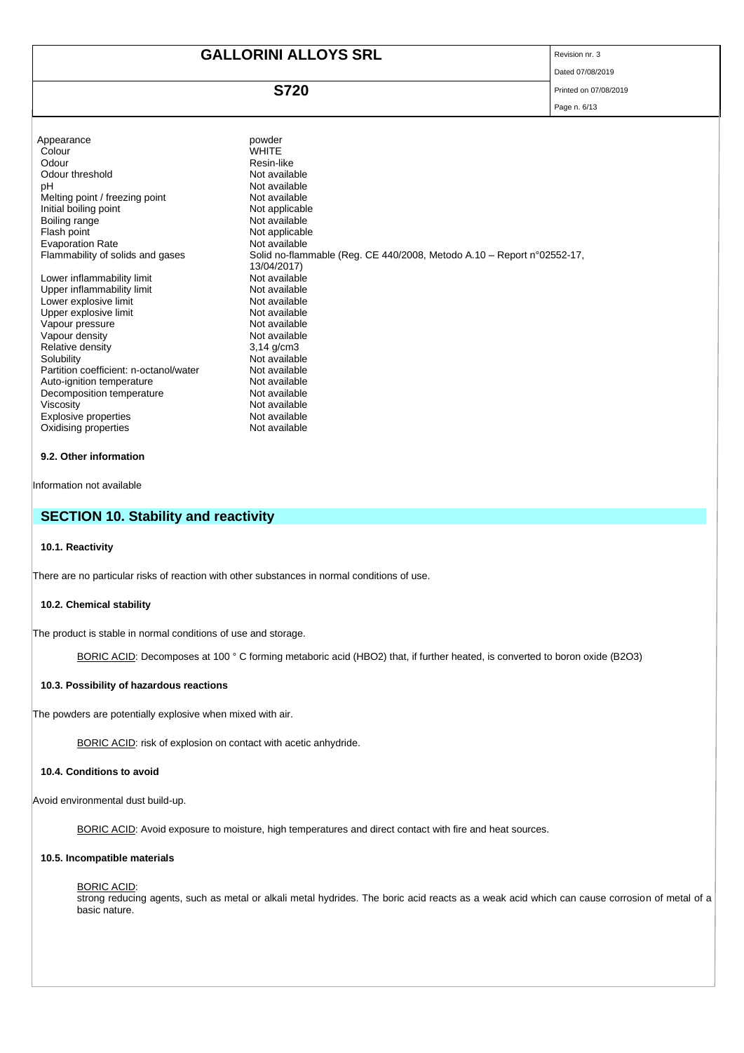| | |
|---|---|
| Appearance | powder |
| Colour | WHITE |
| Odour | Resin-like |
| Odour threshold | Not available |
| pH | Not available |
| Melting point / freezing point | Not available |
| Initial boiling point | Not applicable |
| Boiling range | Not available |
| Flash point | Not applicable |
| Evaporation Rate | Not available |
| Flammability of solids and gases | Solid no-flammable (Reg. CE 440/2008, Metodo A.10 – Report n°02552-17, 13/04/2017) |
| Lower inflammability limit | Not available |
| Upper inflammability limit | Not available |
| Lower explosive limit | Not available |
| Upper explosive limit | Not available |
| Vapour pressure | Not available |
| Vapour density | Not available |
| Relative density | 3,14 g/cm3 |
| Solubility | Not available |
| Partition coefficient: n-octanol/water | Not available |
| Auto-ignition temperature | Not available |
| Decomposition temperature | Not available |
| Viscosity | Not available |
| Explosive properties | Not available |
| Oxidising properties | Not available |

### 9.2. Other information

Information not available

## SECTION 10. Stability and reactivity

### 10.1. Reactivity

There are no particular risks of reaction with other substances in normal conditions of use.

### 10.2. Chemical stability

The product is stable in normal conditions of use and storage.

BORIC ACID: Decomposes at 100 ° C forming metaboric acid ($HBO_2$) that, if further heated, is converted to boron oxide ($B_2O_3$)

### 10.3. Possibility of hazardous reactions

The powders are potentially explosive when mixed with air.

BORIC ACID: risk of explosion on contact with acetic anhydride.

### 10.4. Conditions to avoid

Avoid environmental dust build-up.

BORIC ACID: Avoid exposure to moisture, high temperatures and direct contact with fire and heat sources.

### 10.5. Incompatible materials

BORIC ACID:
strong reducing agents, such as metal or alkali metal hydrides. The boric acid reacts as a weak acid which can cause corrosion of metal of a basic nature.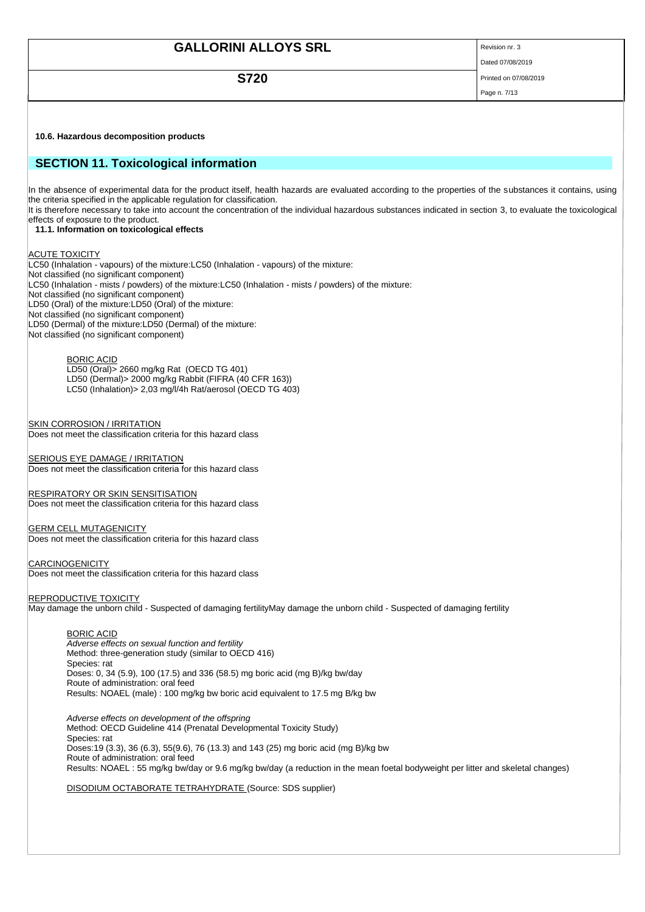**10.6. Hazardous decomposition products**

## SECTION 11. Toxicological information

In the absence of experimental data for the product itself, health hazards are evaluated according to the properties of the substances it contains, using the criteria specified in the applicable regulation for classification.
It is therefore necessary to take into account the concentration of the individual hazardous substances indicated in section 3, to evaluate the toxicological effects of exposure to the product.

**11.1. Information on toxicological effects**

ACUTE TOXICITY
LC50 (Inhalation - vapours) of the mixture:LC50 (Inhalation - vapours) of the mixture:
Not classified (no significant component)
LC50 (Inhalation - mists / powders) of the mixture:LC50 (Inhalation - mists / powders) of the mixture:
Not classified (no significant component)
LD50 (Oral) of the mixture:LD50 (Oral) of the mixture:
Not classified (no significant component)
LD50 (Dermal) of the mixture:LD50 (Dermal) of the mixture:
Not classified (no significant component)

BORIC ACID
LD50 (Oral)> 2660 mg/kg Rat (OECD TG 401)
LD50 (Dermal)> 2000 mg/kg Rabbit (FIFRA (40 CFR 163))
LC50 (Inhalation)> 2,03 mg/l/4h Rat/aerosol (OECD TG 403)

SKIN CORROSION / IRRITATION
Does not meet the classification criteria for this hazard class

SERIOUS EYE DAMAGE / IRRITATION
Does not meet the classification criteria for this hazard class

RESPIRATORY OR SKIN SENSITISATION
Does not meet the classification criteria for this hazard class

GERM CELL MUTAGENICITY
Does not meet the classification criteria for this hazard class

CARCINOGENICITY
Does not meet the classification criteria for this hazard class

REPRODUCTIVE TOXICITY
May damage the unborn child - Suspected of damaging fertilityMay damage the unborn child - Suspected of damaging fertility

BORIC ACID
*Adverse effects on sexual function and fertility*
Method: three-generation study (similar to OECD 416)
Species: rat
Doses: 0, 34 (5.9), 100 (17.5) and 336 (58.5) mg boric acid (mg B)/kg bw/day
Route of administration: oral feed
Results: NOAEL (male) : 100 mg/kg bw boric acid equivalent to 17.5 mg B/kg bw

*Adverse effects on development of the offspring*
Method: OECD Guideline 414 (Prenatal Developmental Toxicity Study)
Species: rat
Doses:19 (3.3), 36 (6.3), 55(9.6), 76 (13.3) and 143 (25) mg boric acid (mg B)/kg bw
Route of administration: oral feed
Results: NOAEL : 55 mg/kg bw/day or 9.6 mg/kg bw/day (a reduction in the mean foetal bodyweight per litter and skeletal changes)

DISODIUM OCTABORATE TETRAHYDRATE (Source: SDS supplier)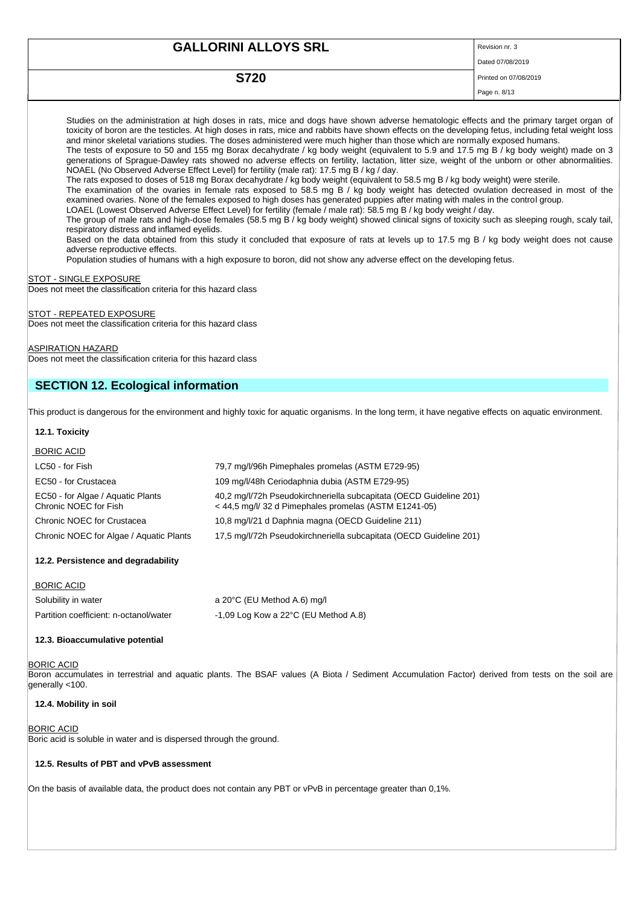Studies on the administration at high doses in rats, mice and dogs have shown adverse hematologic effects and the primary target organ of toxicity of boron are the testicles. At high doses in rats, mice and rabbits have shown effects on the developing fetus, including fetal weight loss and minor skeletal variations studies. The doses administered were much higher than those which are normally exposed humans.

The tests of exposure to 50 and 155 mg Borax decahydrate / kg body weight (equivalent to 5.9 and 17.5 mg B / kg body weight) made on 3 generations of Sprague-Dawley rats showed no adverse effects on fertility, lactation, litter size, weight of the unborn or other abnormalities. NOAEL (No Observed Adverse Effect Level) for fertility (male rat): 17.5 mg B / kg / day.

The rats exposed to doses of 518 mg Borax decahydrate / kg body weight (equivalent to 58.5 mg B / kg body weight) were sterile.

The examination of the ovaries in female rats exposed to 58.5 mg B / kg body weight has detected ovulation decreased in most of the examined ovaries. None of the females exposed to high doses has generated puppies after mating with males in the control group.

LOAEL (Lowest Observed Adverse Effect Level) for fertility (female / male rat): 58.5 mg B / kg body weight / day.

The group of male rats and high-dose females (58.5 mg B / kg body weight) showed clinical signs of toxicity such as sleeping rough, scaly tail, respiratory distress and inflamed eyelids.

Based on the data obtained from this study it concluded that exposure of rats at levels up to 17.5 mg B / kg body weight does not cause adverse reproductive effects.

Population studies of humans with a high exposure to boron, did not show any adverse effect on the developing fetus.

STOT - SINGLE EXPOSURE

Does not meet the classification criteria for this hazard class

STOT - REPEATED EXPOSURE

Does not meet the classification criteria for this hazard class

ASPIRATION HAZARD

Does not meet the classification criteria for this hazard class

## SECTION 12. Ecological information

This product is dangerous for the environment and highly toxic for aquatic organisms. In the long term, it have negative effects on aquatic environment.

### 12.1. Toxicity

BORIC ACID

| | |
|---|---|
| LC50 - for Fish | 79,7 mg/l/96h Pimephales promelas (ASTM E729-95) |
| EC50 - for Crustacea | 109 mg/l/48h Ceriodaphnia dubia (ASTM E729-95) |
| EC50 - for Algae / Aquatic Plants | 40,2 mg/l/72h Pseudokirchneriella subcapitata (OECD Guideline 201) |
| Chronic NOEC for Fish | < 44,5 mg/l/ 32 d Pimephales promelas (ASTM E1241-05) |
| Chronic NOEC for Crustacea | 10,8 mg/l/21 d Daphnia magna (OECD Guideline 211) |
| Chronic NOEC for Algae / Aquatic Plants | 17,5 mg/l/72h Pseudokirchneriella subcapitata (OECD Guideline 201) |

### 12.2. Persistence and degradability

BORIC ACID

| | |
|---|---|
| Solubility in water | a 20°C (EU Method A.6) mg/l |
| Partition coefficient: n-octanol/water | -1,09 Log Kow a 22°C (EU Method A.8) |

### 12.3. Bioaccumulative potential

BORIC ACID

Boron accumulates in terrestrial and aquatic plants. The BSAF values (A Biota / Sediment Accumulation Factor) derived from tests on the soil are generally <100.

### 12.4. Mobility in soil

BORIC ACID

Boric acid is soluble in water and is dispersed through the ground.

### 12.5. Results of PBT and vPvB assessment

On the basis of available data, the product does not contain any PBT or vPvB in percentage greater than 0,1%.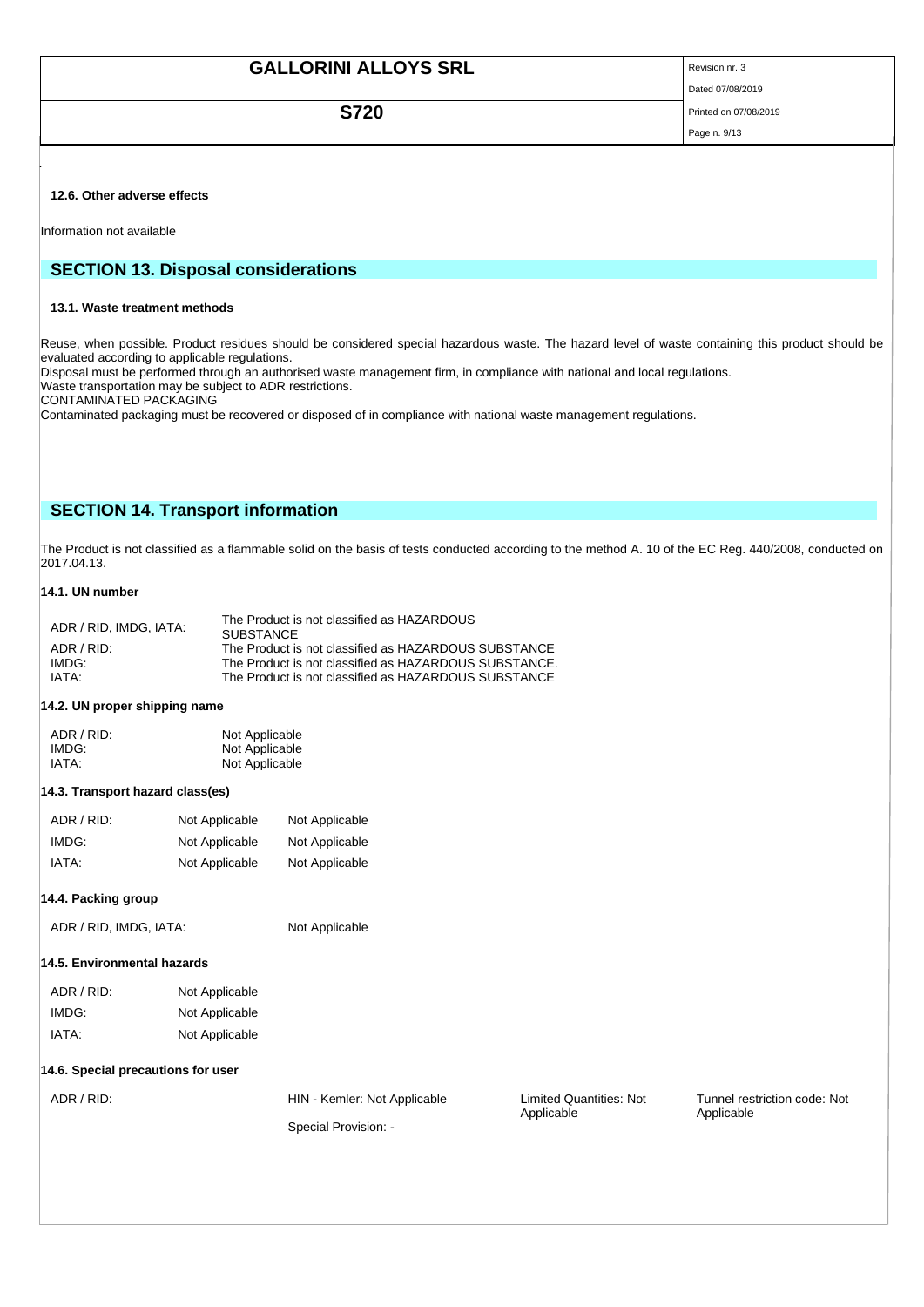### 12.6. Other adverse effects

Information not available

## SECTION 13. Disposal considerations

### 13.1. Waste treatment methods

Reuse, when possible. Product residues should be considered special hazardous waste. The hazard level of waste containing this product should be evaluated according to applicable regulations.
Disposal must be performed through an authorised waste management firm, in compliance with national and local regulations.
Waste transportation may be subject to ADR restrictions.
CONTAMINATED PACKAGING
Contaminated packaging must be recovered or disposed of in compliance with national waste management regulations.

## SECTION 14. Transport information

The Product is not classified as a flammable solid on the basis of tests conducted according to the method A. 10 of the EC Reg. 440/2008, conducted on 2017.04.13.

### 14.1. UN number

| | |
|---|---|
| ADR / RID, IMDG, IATA: | The Product is not classified as HAZARDOUS SUBSTANCE |
| ADR / RID: | The Product is not classified as HAZARDOUS SUBSTANCE |
| IMDG: | The Product is not classified as HAZARDOUS SUBSTANCE. |
| IATA: | The Product is not classified as HAZARDOUS SUBSTANCE |

### 14.2. UN proper shipping name

| | |
|---|---|
| ADR / RID: | Not Applicable |
| IMDG: | Not Applicable |
| IATA: | Not Applicable |

### 14.3. Transport hazard class(es)

| | | |
|---|---|---|
| ADR / RID: | Not Applicable | Not Applicable |
| IMDG: | Not Applicable | Not Applicable |
| IATA: | Not Applicable | Not Applicable |

### 14.4. Packing group

| | |
|---|---|
| ADR / RID, IMDG, IATA: | Not Applicable |

### 14.5. Environmental hazards

| | |
|---|---|
| ADR / RID: | Not Applicable |
| IMDG: | Not Applicable |
| IATA: | Not Applicable |

### 14.6. Special precautions for user

| | | | |
|---|---|---|---|
| ADR / RID: | HIN - Kemler: Not Applicable | Limited Quantities: Not Applicable | Tunnel restriction code: Not Applicable |
| | Special Provision: - | | |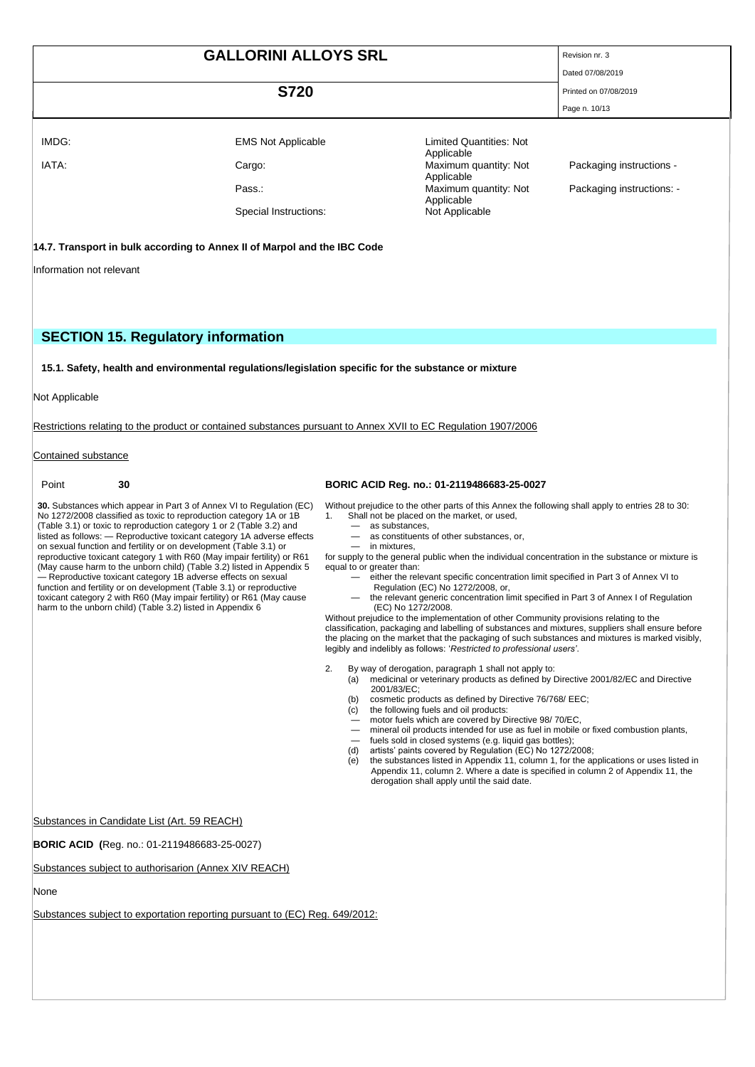| IMDG: | EMS Not Applicable | Limited Quantities: Not Applicable | |
|---|---|---|---|
| IATA: | Cargo: | Maximum quantity: Not Applicable | Packaging instructions - |
| | Pass.: | Maximum quantity: Not Applicable | Packaging instructions: - |
| | Special Instructions: | Not Applicable | |

**14.7. Transport in bulk according to Annex II of Marpol and the IBC Code**

Information not relevant

## SECTION 15. Regulatory information

**15.1. Safety, health and environmental regulations/legislation specific for the substance or mixture**

Not Applicable

Restrictions relating to the product or contained substances pursuant to Annex XVII to EC Regulation 1907/2006

Contained substance

Point **30**

**BORIC ACID Reg. no.: 01-2119486683-25-0027**

**30.** Substances which appear in Part 3 of Annex VI to Regulation (EC) No 1272/2008 classified as toxic to reproduction category 1A or 1B (Table 3.1) or toxic to reproduction category 1 or 2 (Table 3.2) and listed as follows: — Reproductive toxicant category 1A adverse effects on sexual function and fertility or on development (Table 3.1) or reproductive toxicant category 1 with R60 (May impair fertility) or R61 (May cause harm to the unborn child) (Table 3.2) listed in Appendix 5 — Reproductive toxicant category 1B adverse effects on sexual function and fertility or on development (Table 3.1) or reproductive toxicant category 2 with R60 (May impair fertility) or R61 (May cause harm to the unborn child) (Table 3.2) listed in Appendix 6

Without prejudice to the other parts of this Annex the following shall apply to entries 28 to 30:

1. Shall not be placed on the market, or used,
   - as substances,
   - as constituents of other substances, or,
   - in mixtures,

for supply to the general public when the individual concentration in the substance or mixture is equal to or greater than:

- either the relevant specific concentration limit specified in Part 3 of Annex VI to Regulation (EC) No 1272/2008, or,
- the relevant generic concentration limit specified in Part 3 of Annex I of Regulation (EC) No 1272/2008.

Without prejudice to the implementation of other Community provisions relating to the classification, packaging and labelling of substances and mixtures, suppliers shall ensure before the placing on the market that the packaging of such substances and mixtures is marked visibly, legibly and indelibly as follows: '*Restricted to professional users*'.

2. By way of derogation, paragraph 1 shall not apply to:
   - (a) medicinal or veterinary products as defined by Directive 2001/82/EC and Directive 2001/83/EC;
   - (b) cosmetic products as defined by Directive 76/768/ EEC;
   - (c) the following fuels and oil products:
     - motor fuels which are covered by Directive 98/ 70/EC,
     - mineral oil products intended for use as fuel in mobile or fixed combustion plants,
     - fuels sold in closed systems (e.g. liquid gas bottles);
   - (d) artists' paints covered by Regulation (EC) No 1272/2008;
   - (e) the substances listed in Appendix 11, column 1, for the applications or uses listed in Appendix 11, column 2. Where a date is specified in column 2 of Appendix 11, the derogation shall apply until the said date.

Substances in Candidate List (Art. 59 REACH)

**BORIC ACID (**Reg. no.: 01-2119486683-25-0027)

Substances subject to authorisarion (Annex XIV REACH)

None

Substances subject to exportation reporting pursuant to (EC) Reg. 649/2012: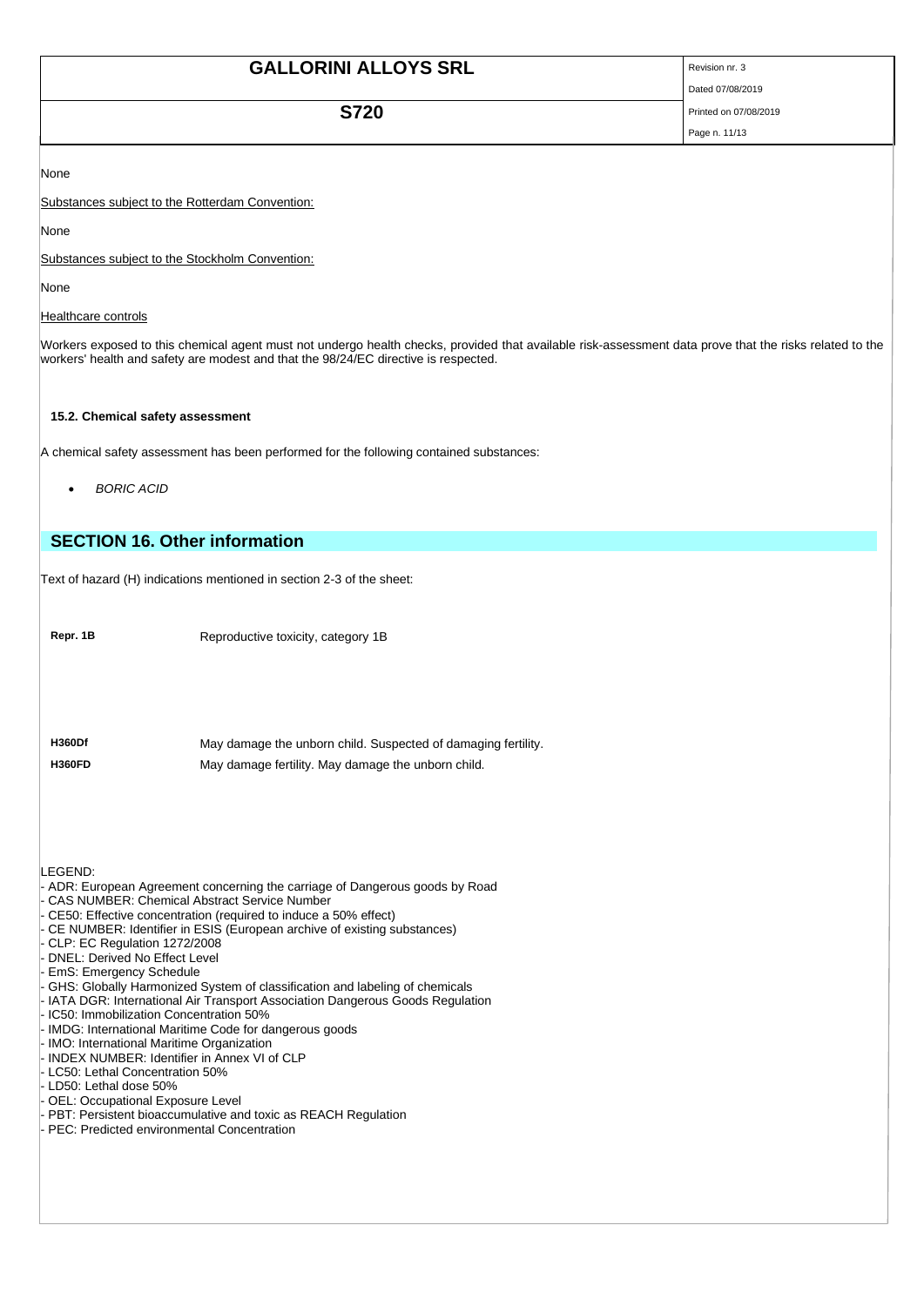None

Substances subject to the Rotterdam Convention:

None

Substances subject to the Stockholm Convention:

None

Healthcare controls

Workers exposed to this chemical agent must not undergo health checks, provided that available risk-assessment data prove that the risks related to the workers' health and safety are modest and that the 98/24/EC directive is respected.

### 15.2. Chemical safety assessment

A chemical safety assessment has been performed for the following contained substances:

- *BORIC ACID*

## SECTION 16. Other information

Text of hazard (H) indications mentioned in section 2-3 of the sheet:

| | |
|---|---|
| **Repr. 1B** | Reproductive toxicity, category 1B |
| **H360Df** | May damage the unborn child. Suspected of damaging fertility. |
| **H360FD** | May damage fertility. May damage the unborn child. |

LEGEND:
- ADR: European Agreement concerning the carriage of Dangerous goods by Road
- CAS NUMBER: Chemical Abstract Service Number
- CE50: Effective concentration (required to induce a 50% effect)
- CE NUMBER: Identifier in ESIS (European archive of existing substances)
- CLP: EC Regulation 1272/2008
- DNEL: Derived No Effect Level
- EmS: Emergency Schedule
- GHS: Globally Harmonized System of classification and labeling of chemicals
- IATA DGR: International Air Transport Association Dangerous Goods Regulation
- IC50: Immobilization Concentration 50%
- IMDG: International Maritime Code for dangerous goods
- IMO: International Maritime Organization
- INDEX NUMBER: Identifier in Annex VI of CLP
- LC50: Lethal Concentration 50%
- LD50: Lethal dose 50%
- OEL: Occupational Exposure Level
- PBT: Persistent bioaccumulative and toxic as REACH Regulation
- PEC: Predicted environmental Concentration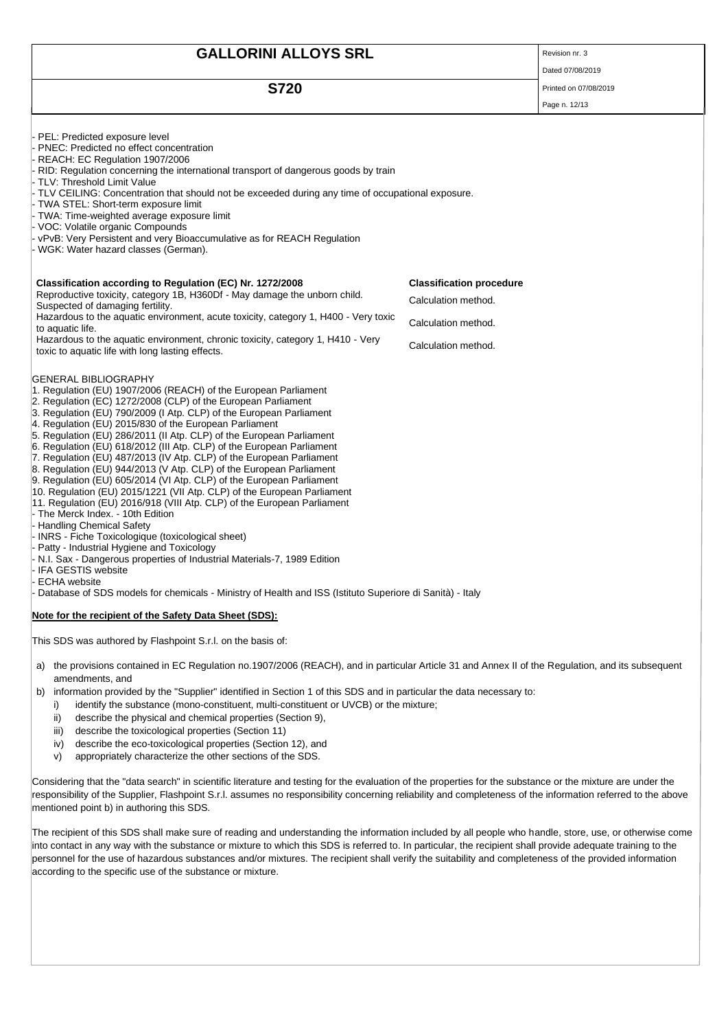- PEL: Predicted exposure level
- PNEC: Predicted no effect concentration
- REACH: EC Regulation 1907/2006
- RID: Regulation concerning the international transport of dangerous goods by train
- TLV: Threshold Limit Value
- TLV CEILING: Concentration that should not be exceeded during any time of occupational exposure.
- TWA STEL: Short-term exposure limit
- TWA: Time-weighted average exposure limit
- VOC: Volatile organic Compounds
- vPvB: Very Persistent and very Bioaccumulative as for REACH Regulation
- WGK: Water hazard classes (German).

| Classification according to Regulation (EC) Nr. 1272/2008 | Classification procedure |
|---|---|
| Reproductive toxicity, category 1B, H360Df - May damage the unborn child. Suspected of damaging fertility. | Calculation method. |
| Hazardous to the aquatic environment, acute toxicity, category 1, H400 - Very toxic to aquatic life. | Calculation method. |
| Hazardous to the aquatic environment, chronic toxicity, category 1, H410 - Very toxic to aquatic life with long lasting effects. | Calculation method. |

GENERAL BIBLIOGRAPHY

1. Regulation (EU) 1907/2006 (REACH) of the European Parliament
2. Regulation (EC) 1272/2008 (CLP) of the European Parliament
3. Regulation (EU) 790/2009 (I Atp. CLP) of the European Parliament
4. Regulation (EU) 2015/830 of the European Parliament
5. Regulation (EU) 286/2011 (II Atp. CLP) of the European Parliament
6. Regulation (EU) 618/2012 (III Atp. CLP) of the European Parliament
7. Regulation (EU) 487/2013 (IV Atp. CLP) of the European Parliament
8. Regulation (EU) 944/2013 (V Atp. CLP) of the European Parliament
9. Regulation (EU) 605/2014 (VI Atp. CLP) of the European Parliament
10. Regulation (EU) 2015/1221 (VII Atp. CLP) of the European Parliament
11. Regulation (EU) 2016/918 (VIII Atp. CLP) of the European Parliament

- The Merck Index. - 10th Edition
- Handling Chemical Safety
- INRS - Fiche Toxicologique (toxicological sheet)
- Patty - Industrial Hygiene and Toxicology
- N.I. Sax - Dangerous properties of Industrial Materials-7, 1989 Edition
- IFA GESTIS website
- ECHA website
- Database of SDS models for chemicals - Ministry of Health and ISS (Istituto Superiore di Sanità) - Italy

**Note for the recipient of the Safety Data Sheet (SDS):**

This SDS was authored by Flashpoint S.r.l. on the basis of:

a) the provisions contained in EC Regulation no.1907/2006 (REACH), and in particular Article 31 and Annex II of the Regulation, and its subsequent amendments, and
b) information provided by the "Supplier" identified in Section 1 of this SDS and in particular the data necessary to:
   i) identify the substance (mono-constituent, multi-constituent or UVCB) or the mixture;
   ii) describe the physical and chemical properties (Section 9),
   iii) describe the toxicological properties (Section 11)
   iv) describe the eco-toxicological properties (Section 12), and
   v) appropriately characterize the other sections of the SDS.

Considering that the "data search" in scientific literature and testing for the evaluation of the properties for the substance or the mixture are under the responsibility of the Supplier, Flashpoint S.r.l. assumes no responsibility concerning reliability and completeness of the information referred to the above mentioned point b) in authoring this SDS.

The recipient of this SDS shall make sure of reading and understanding the information included by all people who handle, store, use, or otherwise come into contact in any way with the substance or mixture to which this SDS is referred to. In particular, the recipient shall provide adequate training to the personnel for the use of hazardous substances and/or mixtures. The recipient shall verify the suitability and completeness of the provided information according to the specific use of the substance or mixture.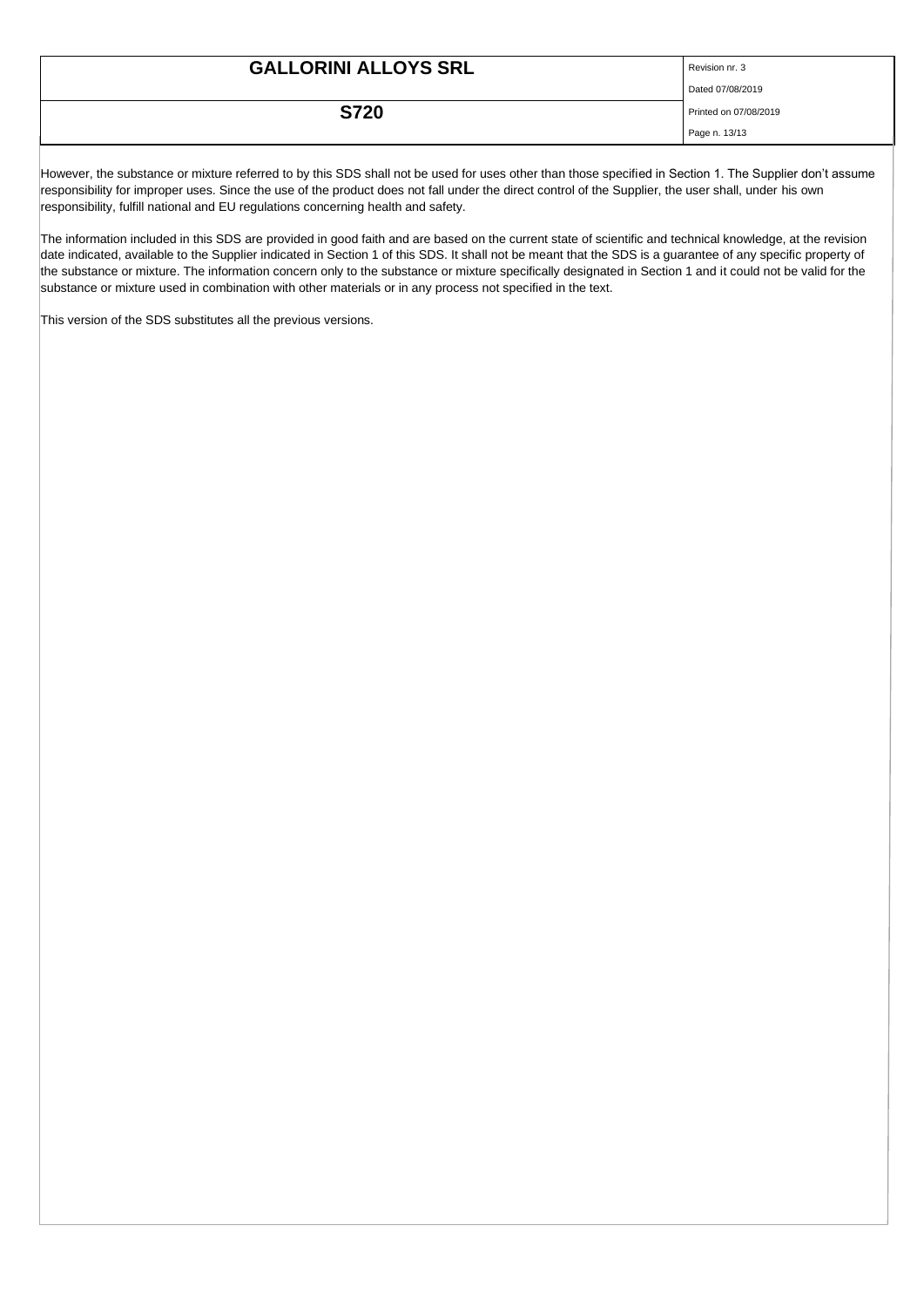However, the substance or mixture referred to by this SDS shall not be used for uses other than those specified in Section 1. The Supplier don't assume responsibility for improper uses. Since the use of the product does not fall under the direct control of the Supplier, the user shall, under his own responsibility, fulfill national and EU regulations concerning health and safety.

The information included in this SDS are provided in good faith and are based on the current state of scientific and technical knowledge, at the revision date indicated, available to the Supplier indicated in Section 1 of this SDS. It shall not be meant that the SDS is a guarantee of any specific property of the substance or mixture. The information concern only to the substance or mixture specifically designated in Section 1 and it could not be valid for the substance or mixture used in combination with other materials or in any process not specified in the text.

This version of the SDS substitutes all the previous versions.